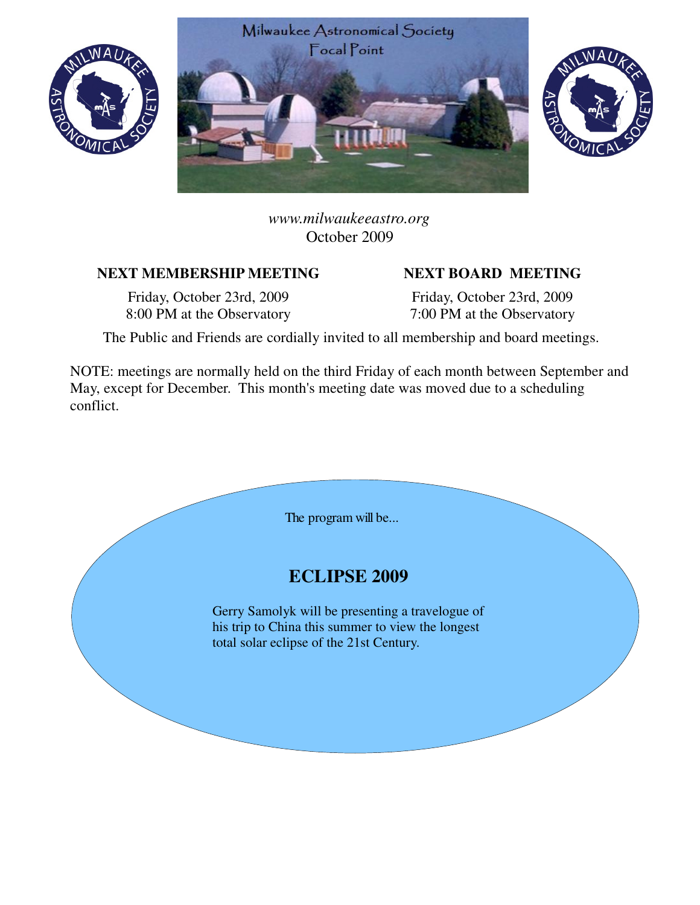# Milwaukee Astronomical Society Focal Point

*www.milwaukeeastro.org*

October 2009

**NEXT MEMBERSHIP MEETING**

Friday, October 23rd, 2009
8:00 PM at the Observatory

**NEXT BOARD MEETING**

Friday, October 23rd, 2009
7:00 PM at the Observatory

The Public and Friends are cordially invited to all membership and board meetings.

NOTE: meetings are normally held on the third Friday of each month between September and May, except for December. This month's meeting date was moved due to a scheduling conflict.

The program will be...

## ECLIPSE 2009

Gerry Samolyk will be presenting a travelogue of his trip to China this summer to view the longest total solar eclipse of the 21st Century.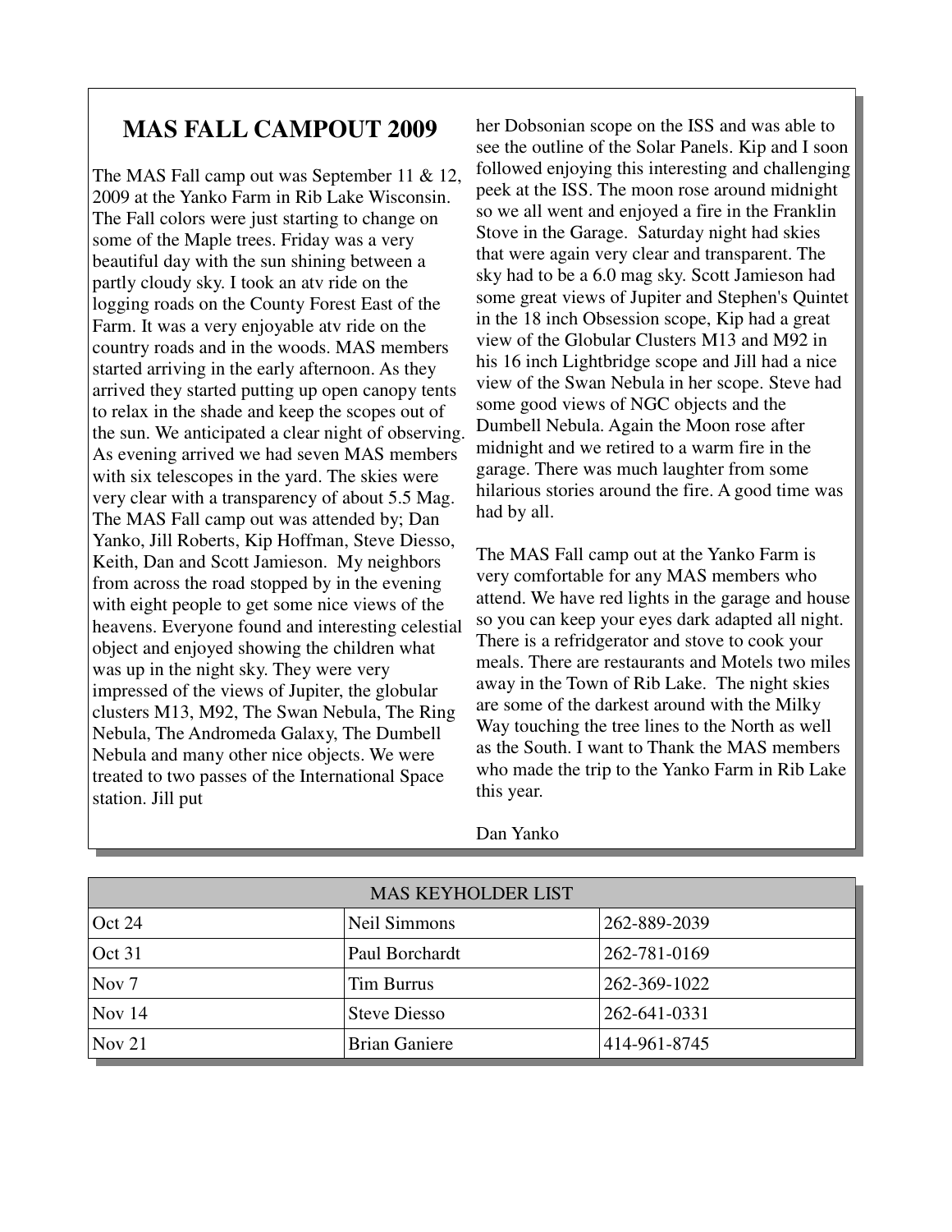## MAS FALL CAMPOUT 2009

The MAS Fall camp out was September 11 & 12, 2009 at the Yanko Farm in Rib Lake Wisconsin. The Fall colors were just starting to change on some of the Maple trees. Friday was a very beautiful day with the sun shining between a partly cloudy sky. I took an atv ride on the logging roads on the County Forest East of the Farm. It was a very enjoyable atv ride on the country roads and in the woods. MAS members started arriving in the early afternoon. As they arrived they started putting up open canopy tents to relax in the shade and keep the scopes out of the sun. We anticipated a clear night of observing. As evening arrived we had seven MAS members with six telescopes in the yard. The skies were very clear with a transparency of about 5.5 Mag. The MAS Fall camp out was attended by; Dan Yanko, Jill Roberts, Kip Hoffman, Steve Diesso, Keith, Dan and Scott Jamieson. My neighbors from across the road stopped by in the evening with eight people to get some nice views of the heavens. Everyone found and interesting celestial object and enjoyed showing the children what was up in the night sky. They were very impressed of the views of Jupiter, the globular clusters M13, M92, The Swan Nebula, The Ring Nebula, The Andromeda Galaxy, The Dumbell Nebula and many other nice objects. We were treated to two passes of the International Space station. Jill put her Dobsonian scope on the ISS and was able to see the outline of the Solar Panels. Kip and I soon followed enjoying this interesting and challenging peek at the ISS. The moon rose around midnight so we all went and enjoyed a fire in the Franklin Stove in the Garage. Saturday night had skies that were again very clear and transparent. The sky had to be a 6.0 mag sky. Scott Jamieson had some great views of Jupiter and Stephen's Quintet in the 18 inch Obsession scope, Kip had a great view of the Globular Clusters M13 and M92 in his 16 inch Lightbridge scope and Jill had a nice view of the Swan Nebula in her scope. Steve had some good views of NGC objects and the Dumbell Nebula. Again the Moon rose after midnight and we retired to a warm fire in the garage. There was much laughter from some hilarious stories around the fire. A good time was had by all.

The MAS Fall camp out at the Yanko Farm is very comfortable for any MAS members who attend. We have red lights in the garage and house so you can keep your eyes dark adapted all night. There is a refridgerator and stove to cook your meals. There are restaurants and Motels two miles away in the Town of Rib Lake. The night skies are some of the darkest around with the Milky Way touching the tree lines to the North as well as the South. I want to Thank the MAS members who made the trip to the Yanko Farm in Rib Lake this year.

Dan Yanko

| MAS KEYHOLDER LIST | | |
|---|---|---|
| Oct 24 | Neil Simmons | 262-889-2039 |
| Oct 31 | Paul Borchardt | 262-781-0169 |
| Nov 7 | Tim Burrus | 262-369-1022 |
| Nov 14 | Steve Diesso | 262-641-0331 |
| Nov 21 | Brian Ganiere | 414-961-8745 |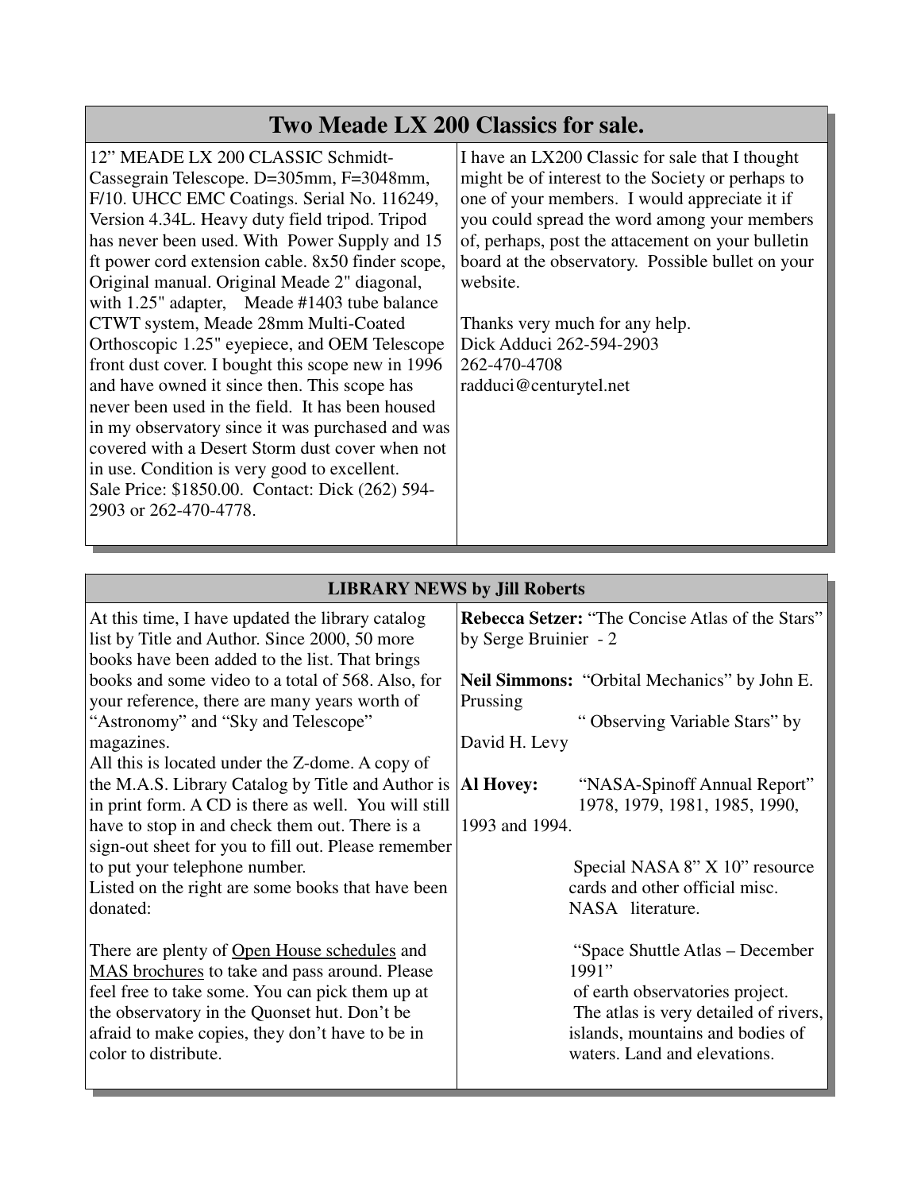## Two Meade LX 200 Classics for sale.

12" MEADE LX 200 CLASSIC Schmidt-Cassegrain Telescope. D=305mm, F=3048mm, F/10. UHCC EMC Coatings. Serial No. 116249, Version 4.34L. Heavy duty field tripod. Tripod has never been used. With Power Supply and 15 ft power cord extension cable. 8x50 finder scope, Original manual. Original Meade 2" diagonal, with 1.25" adapter, Meade #1403 tube balance CTWT system, Meade 28mm Multi-Coated Orthoscopic 1.25" eyepiece, and OEM Telescope front dust cover. I bought this scope new in 1996 and have owned it since then. This scope has never been used in the field. It has been housed in my observatory since it was purchased and was covered with a Desert Storm dust cover when not in use. Condition is very good to excellent.
Sale Price: $1850.00. Contact: Dick (262) 594-2903 or 262-470-4778.

I have an LX200 Classic for sale that I thought might be of interest to the Society or perhaps to one of your members. I would appreciate it if you could spread the word among your members of, perhaps, post the attacement on your bulletin board at the observatory. Possible bullet on your website.

Thanks very much for any help.
Dick Adduci 262-594-2903
262-470-4708
radduci@centurytel.net

## LIBRARY NEWS by Jill Roberts

At this time, I have updated the library catalog list by Title and Author. Since 2000, 50 more books have been added to the list. That brings books and some video to a total of 568. Also, for your reference, there are many years worth of "Astronomy" and "Sky and Telescope" magazines.
All this is located under the Z-dome. A copy of the M.A.S. Library Catalog by Title and Author is in print form. A CD is there as well. You will still have to stop in and check them out. There is a sign-out sheet for you to fill out. Please remember to put your telephone number.
Listed on the right are some books that have been donated:

There are plenty of Open House schedules and MAS brochures to take and pass around. Please feel free to take some. You can pick them up at the observatory in the Quonset hut. Don't be afraid to make copies, they don't have to be in color to distribute.

**Rebecca Setzer:** "The Concise Atlas of the Stars" by Serge Bruinier - 2

**Neil Simmons:** "Orbital Mechanics" by John E. Prussing
" Observing Variable Stars" by David H. Levy

**Al Hovey:** "NASA-Spinoff Annual Report" 1978, 1979, 1981, 1985, 1990, 1993 and 1994.

Special NASA 8" X 10" resource cards and other official misc. NASA literature.

"Space Shuttle Atlas – December 1991"
of earth observatories project.
The atlas is very detailed of rivers, islands, mountains and bodies of waters. Land and elevations.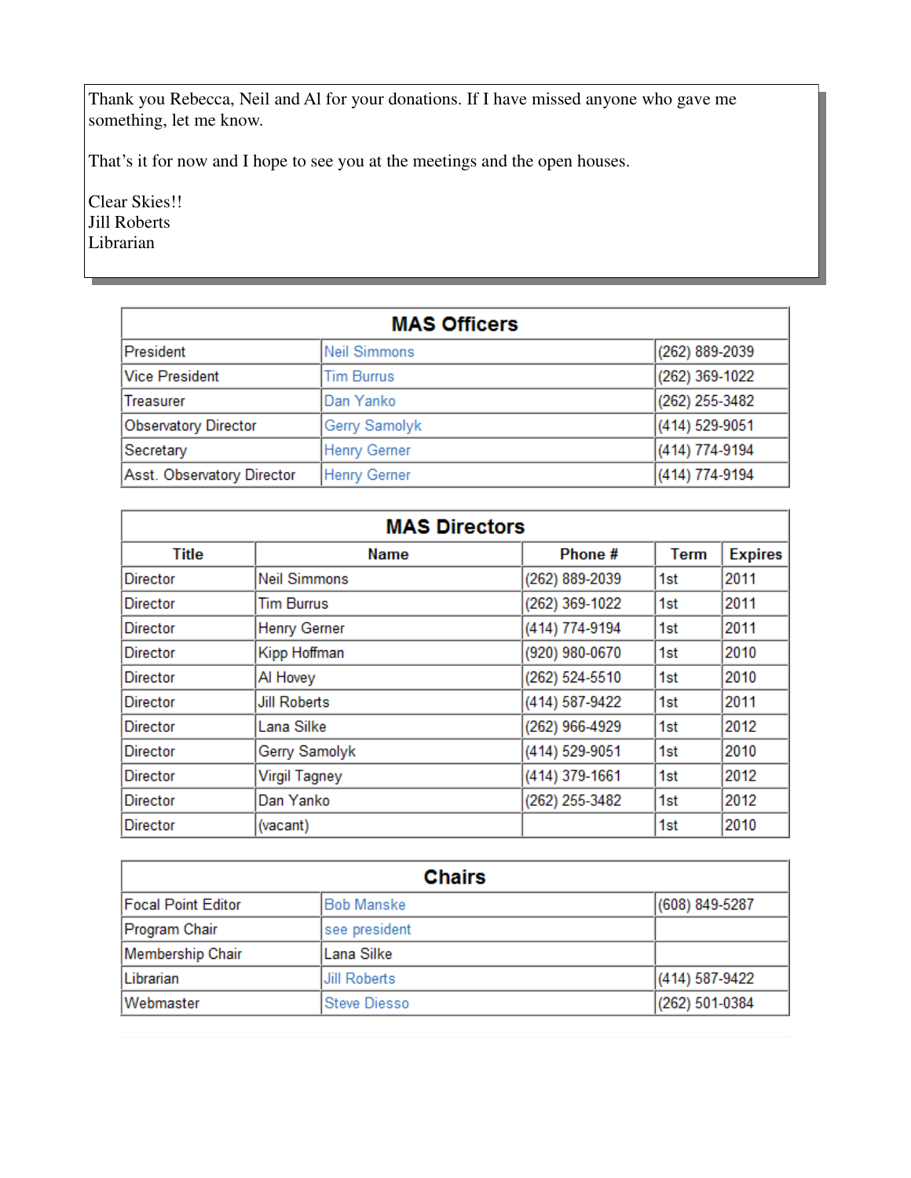Thank you Rebecca, Neil and Al for your donations. If I have missed anyone who gave me something, let me know.

That's it for now and I hope to see you at the meetings and the open houses.

Clear Skies!!
Jill Roberts
Librarian

| MAS Officers | | |
|---|---|---|
| President | Neil Simmons | (262) 889-2039 |
| Vice President | Tim Burrus | (262) 369-1022 |
| Treasurer | Dan Yanko | (262) 255-3482 |
| Observatory Director | Gerry Samolyk | (414) 529-9051 |
| Secretary | Henry Gerner | (414) 774-9194 |
| Asst. Observatory Director | Henry Gerner | (414) 774-9194 |

**MAS Directors**

| Title | Name | Phone # | Term | Expires |
|---|---|---|---|---|
| Director | Neil Simmons | (262) 889-2039 | 1st | 2011 |
| Director | Tim Burrus | (262) 369-1022 | 1st | 2011 |
| Director | Henry Gerner | (414) 774-9194 | 1st | 2011 |
| Director | Kipp Hoffman | (920) 980-0670 | 1st | 2010 |
| Director | Al Hovey | (262) 524-5510 | 1st | 2010 |
| Director | Jill Roberts | (414) 587-9422 | 1st | 2011 |
| Director | Lana Silke | (262) 966-4929 | 1st | 2012 |
| Director | Gerry Samolyk | (414) 529-9051 | 1st | 2010 |
| Director | Virgil Tagney | (414) 379-1661 | 1st | 2012 |
| Director | Dan Yanko | (262) 255-3482 | 1st | 2012 |
| Director | (vacant) | | 1st | 2010 |

| Chairs | | |
|---|---|---|
| Focal Point Editor | Bob Manske | (608) 849-5287 |
| Program Chair | see president | |
| Membership Chair | Lana Silke | |
| Librarian | Jill Roberts | (414) 587-9422 |
| Webmaster | Steve Diesso | (262) 501-0384 |